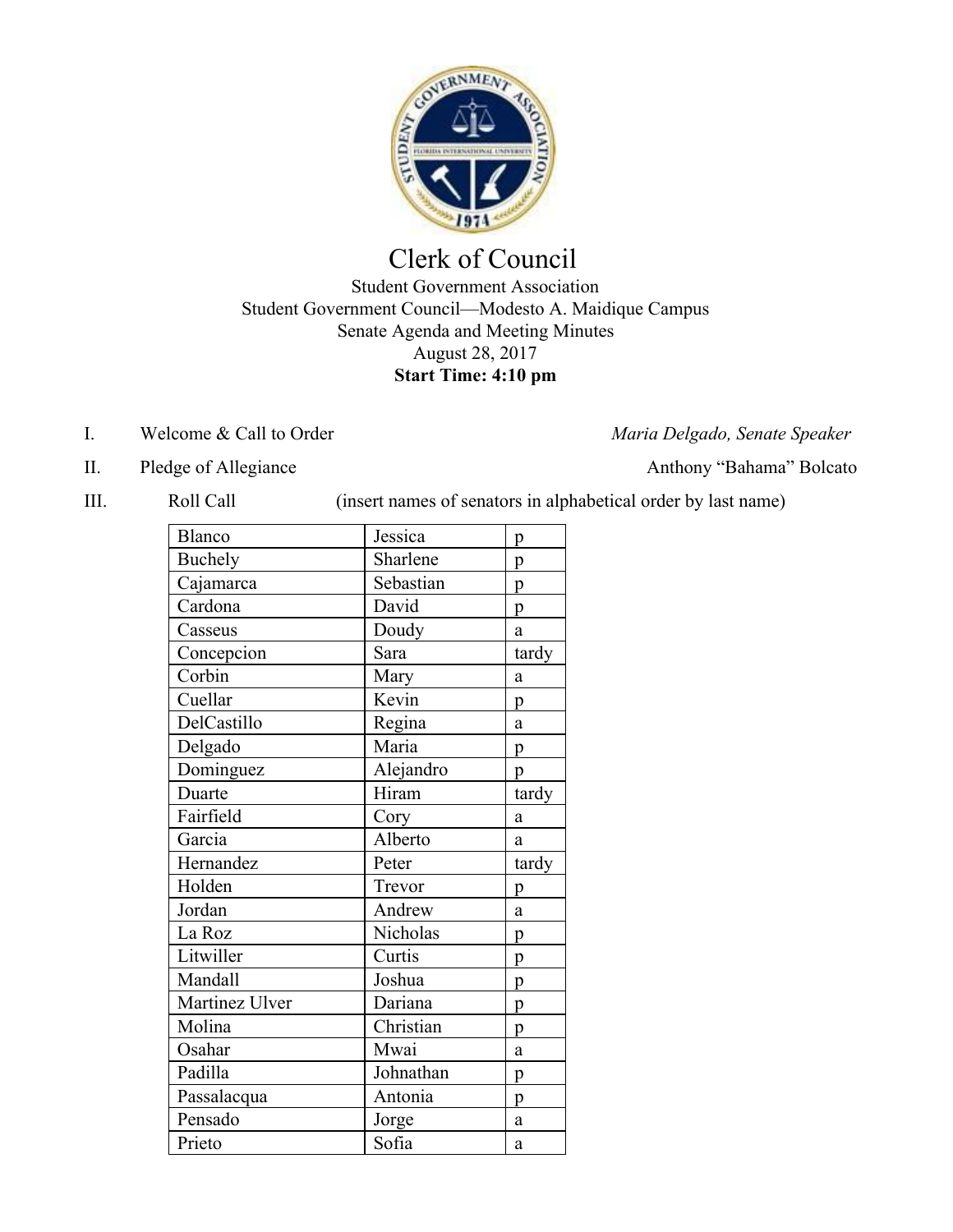# Clerk of Council

Student Government Association
Student Government Council—Modesto A. Maidique Campus
Senate Agenda and Meeting Minutes
August 28, 2017
**Start Time: 4:10 pm**

I. Welcome & Call to Order — *Maria Delgado, Senate Speaker*

II. Pledge of Allegiance — Anthony "Bahama" Bolcato

III. Roll Call (insert names of senators in alphabetical order by last name)

| | | |
|---|---|---|
| Blanco | Jessica | p |
| Buchely | Sharlene | p |
| Cajamarca | Sebastian | p |
| Cardona | David | p |
| Casseus | Doudy | a |
| Concepcion | Sara | tardy |
| Corbin | Mary | a |
| Cuellar | Kevin | p |
| DelCastillo | Regina | a |
| Delgado | Maria | p |
| Dominguez | Alejandro | p |
| Duarte | Hiram | tardy |
| Fairfield | Cory | a |
| Garcia | Alberto | a |
| Hernandez | Peter | tardy |
| Holden | Trevor | p |
| Jordan | Andrew | a |
| La Roz | Nicholas | p |
| Litwiller | Curtis | p |
| Mandall | Joshua | p |
| Martinez Ulver | Dariana | p |
| Molina | Christian | p |
| Osahar | Mwai | a |
| Padilla | Johnathan | p |
| Passalacqua | Antonia | p |
| Pensado | Jorge | a |
| Prieto | Sofia | a |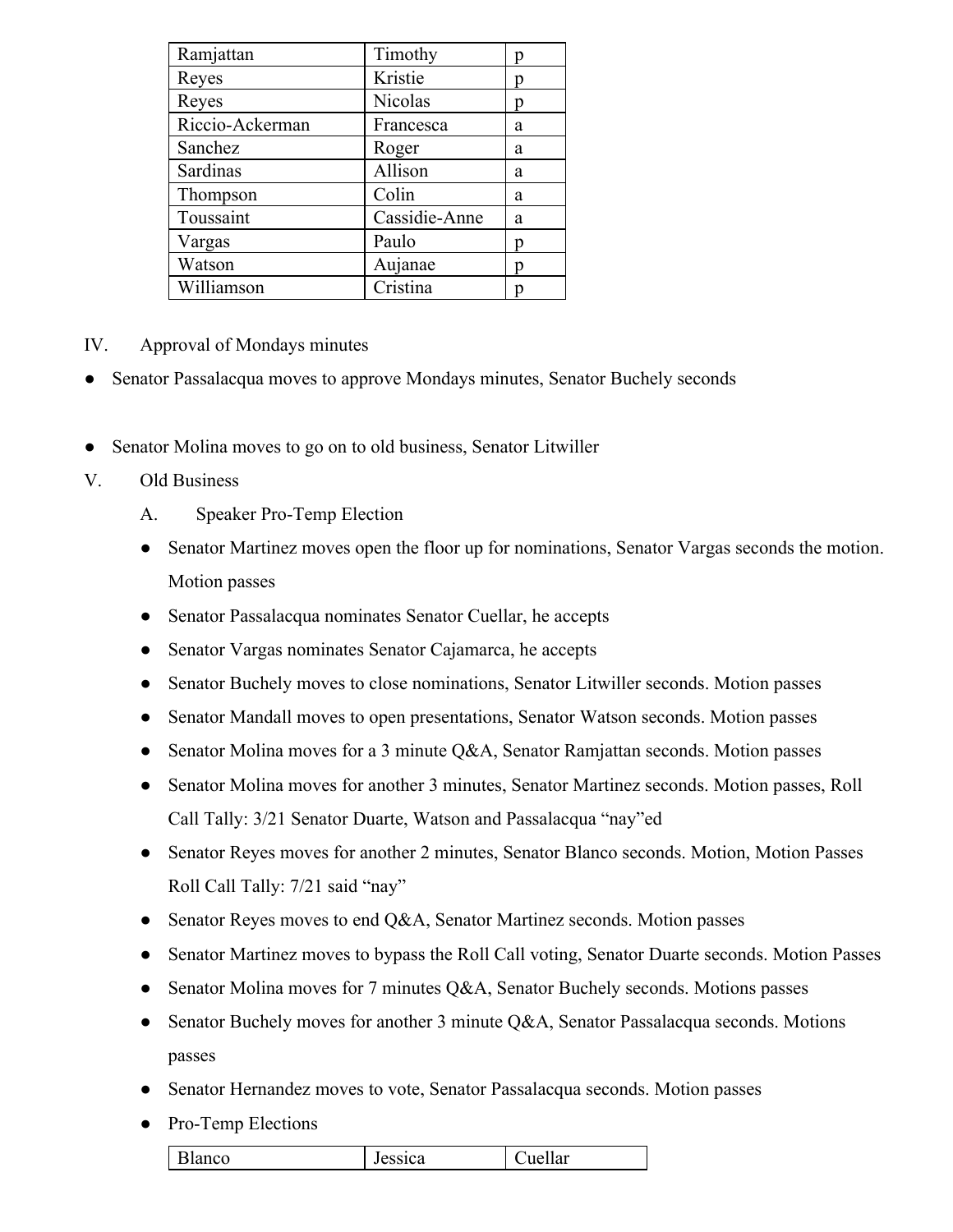| Ramjattan | Timothy | p |
|---|---|---|
| Reyes | Kristie | p |
| Reyes | Nicolas | p |
| Riccio-Ackerman | Francesca | a |
| Sanchez | Roger | a |
| Sardinas | Allison | a |
| Thompson | Colin | a |
| Toussaint | Cassidie-Anne | a |
| Vargas | Paulo | p |
| Watson | Aujanae | p |
| Williamson | Cristina | p |

IV. Approval of Mondays minutes

- Senator Passalacqua moves to approve Mondays minutes, Senator Buchely seconds

- Senator Molina moves to go on to old business, Senator Litwiller

V. Old Business

A. Speaker Pro-Temp Election

- Senator Martinez moves open the floor up for nominations, Senator Vargas seconds the motion. Motion passes
- Senator Passalacqua nominates Senator Cuellar, he accepts
- Senator Vargas nominates Senator Cajamarca, he accepts
- Senator Buchely moves to close nominations, Senator Litwiller seconds. Motion passes
- Senator Mandall moves to open presentations, Senator Watson seconds. Motion passes
- Senator Molina moves for a 3 minute Q&A, Senator Ramjattan seconds. Motion passes
- Senator Molina moves for another 3 minutes, Senator Martinez seconds. Motion passes, Roll Call Tally: 3/21 Senator Duarte, Watson and Passalacqua "nay"ed
- Senator Reyes moves for another 2 minutes, Senator Blanco seconds. Motion, Motion Passes Roll Call Tally: 7/21 said "nay"
- Senator Reyes moves to end Q&A, Senator Martinez seconds. Motion passes
- Senator Martinez moves to bypass the Roll Call voting, Senator Duarte seconds. Motion Passes
- Senator Molina moves for 7 minutes Q&A, Senator Buchely seconds. Motions passes
- Senator Buchely moves for another 3 minute Q&A, Senator Passalacqua seconds. Motions passes
- Senator Hernandez moves to vote, Senator Passalacqua seconds. Motion passes
- Pro-Temp Elections

| Blanco | Jessica | Cuellar |
|---|---|---|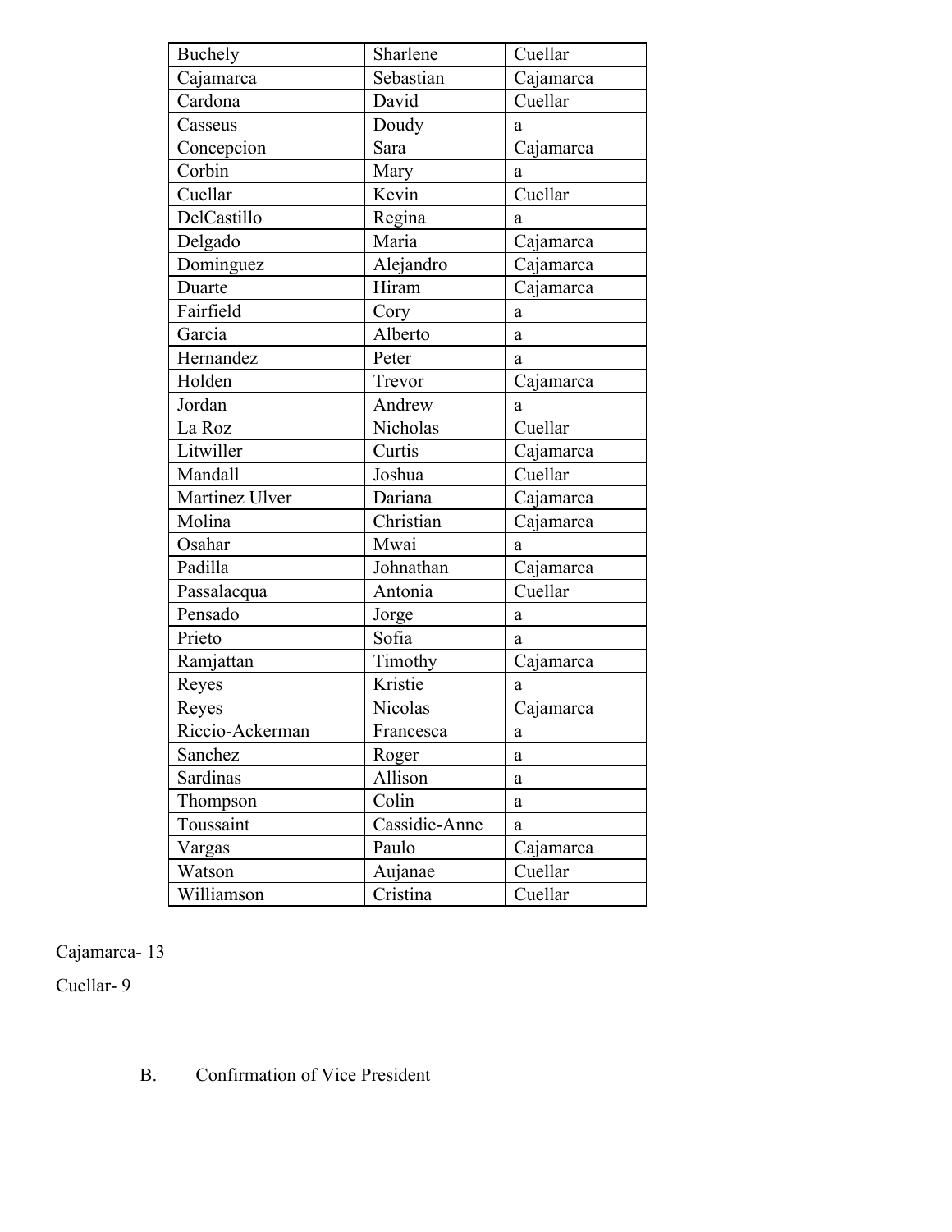| Buchely | Sharlene | Cuellar |
|---|---|---|
| Cajamarca | Sebastian | Cajamarca |
| Cardona | David | Cuellar |
| Casseus | Doudy | a |
| Concepcion | Sara | Cajamarca |
| Corbin | Mary | a |
| Cuellar | Kevin | Cuellar |
| DelCastillo | Regina | a |
| Delgado | Maria | Cajamarca |
| Dominguez | Alejandro | Cajamarca |
| Duarte | Hiram | Cajamarca |
| Fairfield | Cory | a |
| Garcia | Alberto | a |
| Hernandez | Peter | a |
| Holden | Trevor | Cajamarca |
| Jordan | Andrew | a |
| La Roz | Nicholas | Cuellar |
| Litwiller | Curtis | Cajamarca |
| Mandall | Joshua | Cuellar |
| Martinez Ulver | Dariana | Cajamarca |
| Molina | Christian | Cajamarca |
| Osahar | Mwai | a |
| Padilla | Johnathan | Cajamarca |
| Passalacqua | Antonia | Cuellar |
| Pensado | Jorge | a |
| Prieto | Sofia | a |
| Ramjattan | Timothy | Cajamarca |
| Reyes | Kristie | a |
| Reyes | Nicolas | Cajamarca |
| Riccio-Ackerman | Francesca | a |
| Sanchez | Roger | a |
| Sardinas | Allison | a |
| Thompson | Colin | a |
| Toussaint | Cassidie-Anne | a |
| Vargas | Paulo | Cajamarca |
| Watson | Aujanae | Cuellar |
| Williamson | Cristina | Cuellar |

Cajamarca- 13

Cuellar- 9

B. Confirmation of Vice President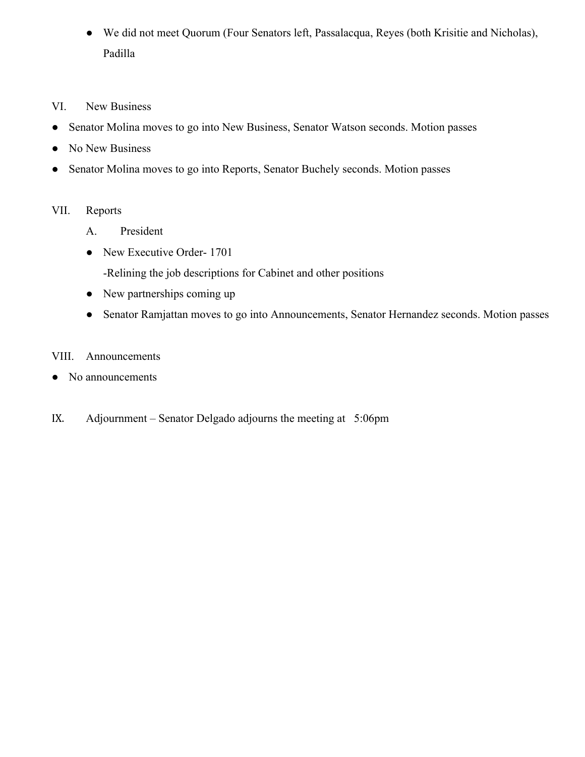- We did not meet Quorum (Four Senators left, Passalacqua, Reyes (both Krisitie and Nicholas), Padilla

VI. New Business

- Senator Molina moves to go into New Business, Senator Watson seconds. Motion passes
- No New Business
- Senator Molina moves to go into Reports, Senator Buchely seconds. Motion passes

VII. Reports

A. President

- New Executive Order- 1701
  -Relining the job descriptions for Cabinet and other positions
- New partnerships coming up
- Senator Ramjattan moves to go into Announcements, Senator Hernandez seconds. Motion passes

VIII. Announcements

- No announcements

IX. Adjournment – Senator Delgado adjourns the meeting at 5:06pm